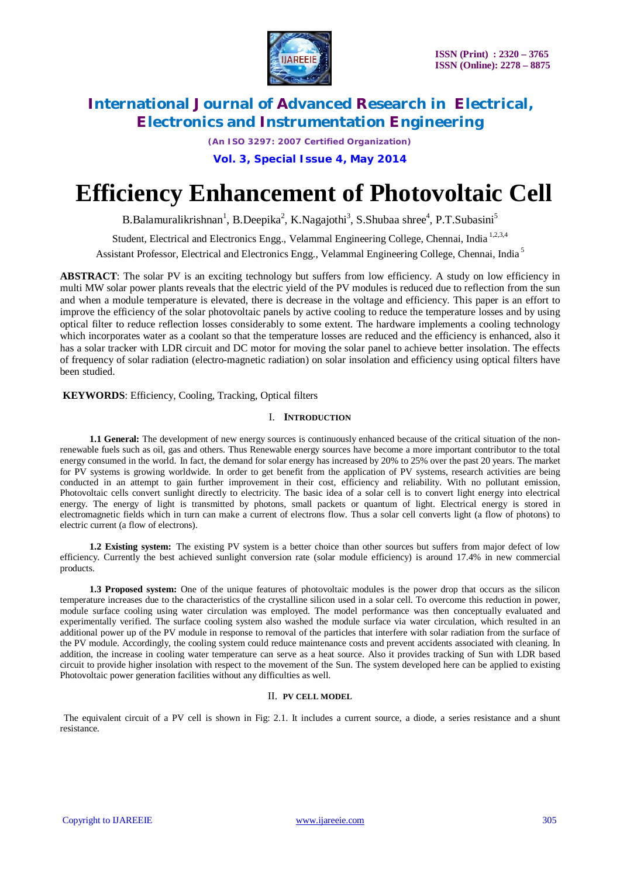# Efficiency Enhancement of Photovoltaic Cell

B.Balamuralikrishnan[1], B.Deepika[2], K.Nagajothi[3], S.Shubaa shree[4], P.T.Subasini[5]

Student, Electrical and Electronics Engg., Velammal Engineering College, Chennai, India [1,2,3,4]

Assistant Professor, Electrical and Electronics Engg., Velammal Engineering College, Chennai, India [5]

**ABSTRACT**: The solar PV is an exciting technology but suffers from low efficiency. A study on low efficiency in multi MW solar power plants reveals that the electric yield of the PV modules is reduced due to reflection from the sun and when a module temperature is elevated, there is decrease in the voltage and efficiency. This paper is an effort to improve the efficiency of the solar photovoltaic panels by active cooling to reduce the temperature losses and by using optical filter to reduce reflection losses considerably to some extent. The hardware implements a cooling technology which incorporates water as a coolant so that the temperature losses are reduced and the efficiency is enhanced, also it has a solar tracker with LDR circuit and DC motor for moving the solar panel to achieve better insolation. The effects of frequency of solar radiation (electro-magnetic radiation) on solar insolation and efficiency using optical filters have been studied.

**KEYWORDS**: Efficiency, Cooling, Tracking, Optical filters

## I. INTRODUCTION

**1.1 General:** The development of new energy sources is continuously enhanced because of the critical situation of the non-renewable fuels such as oil, gas and others. Thus Renewable energy sources have become a more important contributor to the total energy consumed in the world. In fact, the demand for solar energy has increased by 20% to 25% over the past 20 years. The market for PV systems is growing worldwide. In order to get benefit from the application of PV systems, research activities are being conducted in an attempt to gain further improvement in their cost, efficiency and reliability. With no pollutant emission, Photovoltaic cells convert sunlight directly to electricity. The basic idea of a solar cell is to convert light energy into electrical energy. The energy of light is transmitted by photons, small packets or quantum of light. Electrical energy is stored in electromagnetic fields which in turn can make a current of electrons flow. Thus a solar cell converts light (a flow of photons) to electric current (a flow of electrons).

**1.2 Existing system:** The existing PV system is a better choice than other sources but suffers from major defect of low efficiency. Currently the best achieved sunlight conversion rate (solar module efficiency) is around 17.4% in new commercial products.

**1.3 Proposed system:** One of the unique features of photovoltaic modules is the power drop that occurs as the silicon temperature increases due to the characteristics of the crystalline silicon used in a solar cell. To overcome this reduction in power, module surface cooling using water circulation was employed. The model performance was then conceptually evaluated and experimentally verified. The surface cooling system also washed the module surface via water circulation, which resulted in an additional power up of the PV module in response to removal of the particles that interfere with solar radiation from the surface of the PV module. Accordingly, the cooling system could reduce maintenance costs and prevent accidents associated with cleaning. In addition, the increase in cooling water temperature can serve as a heat source. Also it provides tracking of Sun with LDR based circuit to provide higher insolation with respect to the movement of the Sun. The system developed here can be applied to existing Photovoltaic power generation facilities without any difficulties as well.

## II. PV CELL MODEL

The equivalent circuit of a PV cell is shown in Fig: 2.1. It includes a current source, a diode, a series resistance and a shunt resistance.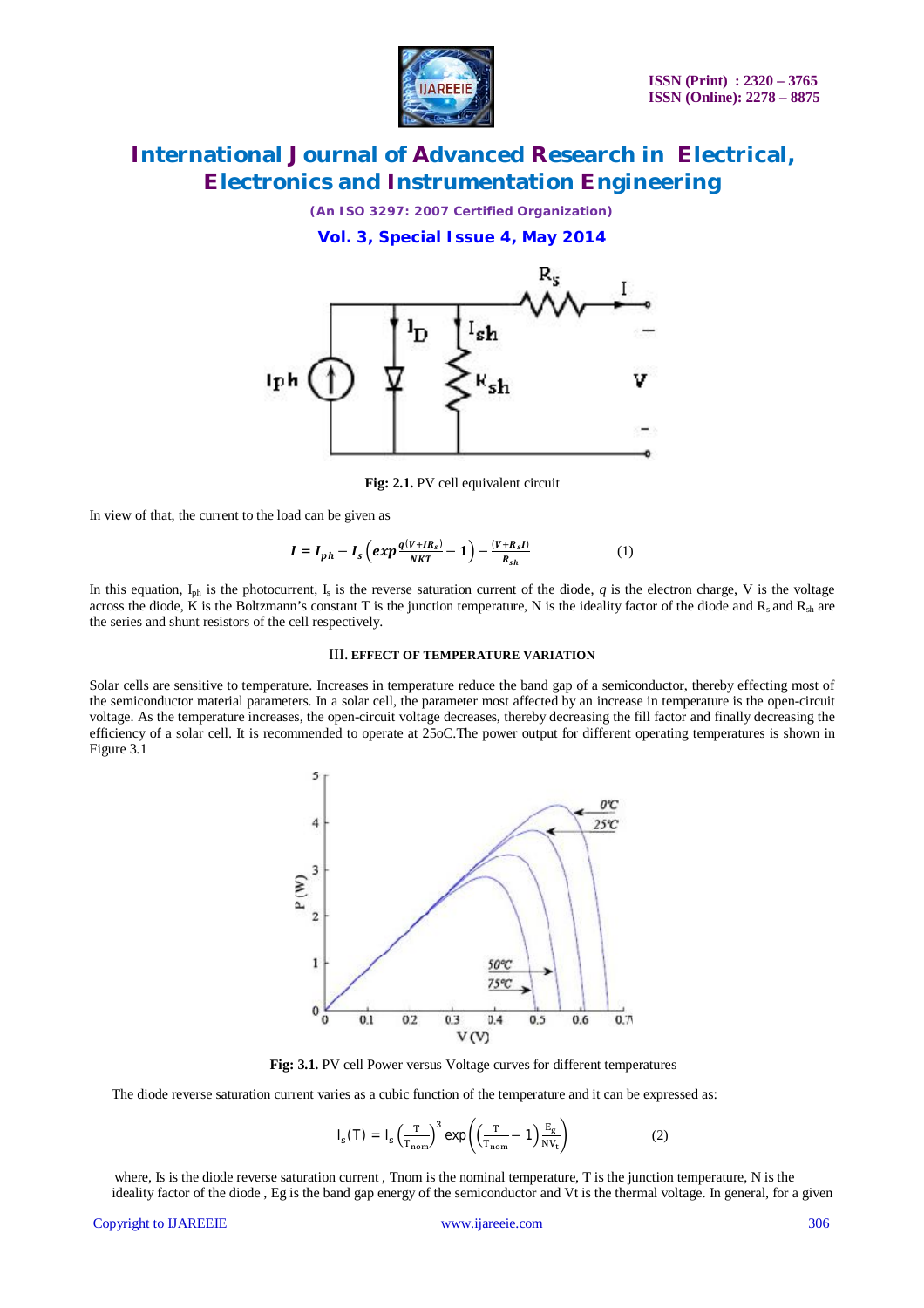Fig: 2.1. PV cell equivalent circuit

In view of that, the current to the load can be given as

$$I = I_{ph} - I_s\left(exp\frac{q(V+IR_s)}{NKT} - 1\right) - \frac{(V+R_sI)}{R_{sh}} \qquad (1)$$

In this equation, $I_{ph}$ is the photocurrent, $I_s$ is the reverse saturation current of the diode, $q$ is the electron charge, V is the voltage across the diode, K is the Boltzmann's constant T is the junction temperature, N is the ideality factor of the diode and $R_s$ and $R_{sh}$ are the series and shunt resistors of the cell respectively.

### III. EFFECT OF TEMPERATURE VARIATION

Solar cells are sensitive to temperature. Increases in temperature reduce the band gap of a semiconductor, thereby effecting most of the semiconductor material parameters. In a solar cell, the parameter most affected by an increase in temperature is the open-circuit voltage. As the temperature increases, the open-circuit voltage decreases, thereby decreasing the fill factor and finally decreasing the efficiency of a solar cell. It is recommended to operate at 25oC.The power output for different operating temperatures is shown in Figure 3.1

Fig: 3.1. PV cell Power versus Voltage curves for different temperatures

The diode reverse saturation current varies as a cubic function of the temperature and it can be expressed as:

$$I_s(T) = I_s\left(\frac{T}{T_{nom}}\right)^3 \exp\left(\left(\frac{T}{T_{nom}} - 1\right)\frac{E_g}{NV_t}\right) \qquad (2)$$

where, Is is the diode reverse saturation current , Tnom is the nominal temperature, T is the junction temperature, N is the ideality factor of the diode , Eg is the band gap energy of the semiconductor and Vt is the thermal voltage. In general, for a given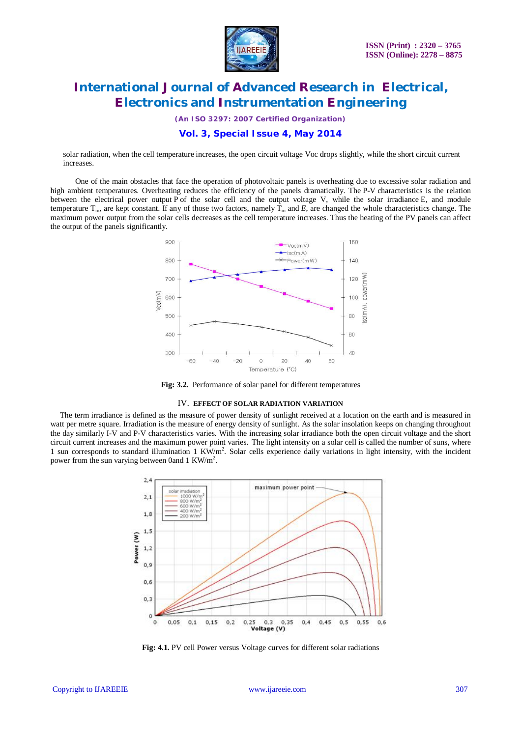solar radiation, when the cell temperature increases, the open circuit voltage Voc drops slightly, while the short circuit current increases.

One of the main obstacles that face the operation of photovoltaic panels is overheating due to excessive solar radiation and high ambient temperatures. Overheating reduces the efficiency of the panels dramatically. The P-V characteristics is the relation between the electrical power output P of the solar cell and the output voltage V, while the solar irradiance E, and module temperature $T_m$, are kept constant. If any of those two factors, namely $T_m$ and *E*, are changed the whole characteristics change. The maximum power output from the solar cells decreases as the cell temperature increases. Thus the heating of the PV panels can affect the output of the panels significantly.

**Fig: 3.2.** Performance of solar panel for different temperatures

## IV. EFFECT OF SOLAR RADIATION VARIATION

The term irradiance is defined as the measure of power density of sunlight received at a location on the earth and is measured in watt per metre square. Irradiation is the measure of energy density of sunlight. As the solar insolation keeps on changing throughout the day similarly I-V and P-V characteristics varies. With the increasing solar irradiance both the open circuit voltage and the short circuit current increases and the maximum power point varies. The light intensity on a solar cell is called the number of suns, where 1 sun corresponds to standard illumination 1 $KW/m^2$. Solar cells experience daily variations in light intensity, with the incident power from the sun varying between 0and 1 $KW/m^2$.

**Fig: 4.1.** PV cell Power versus Voltage curves for different solar radiations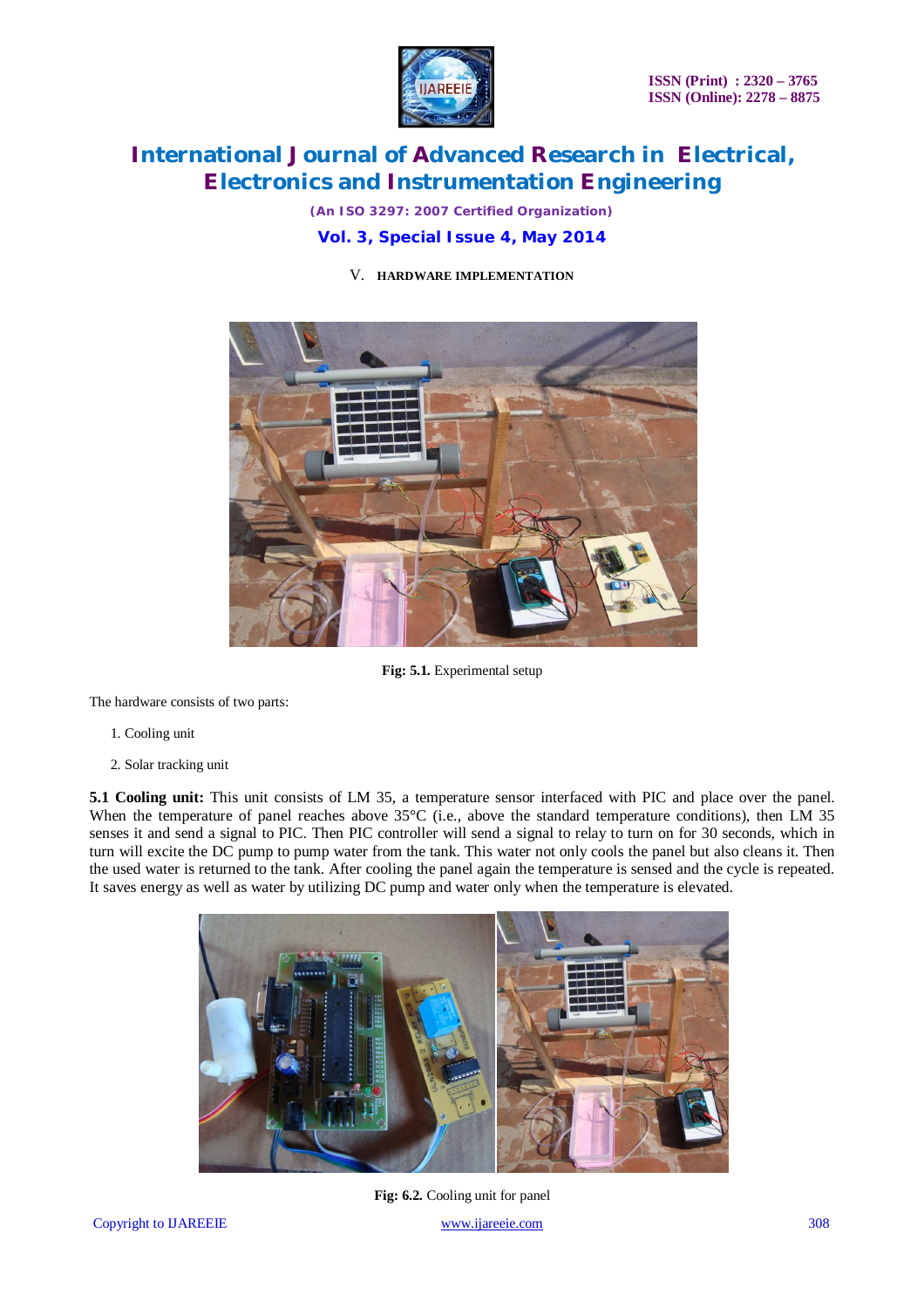## V. HARDWARE IMPLEMENTATION

**Fig: 5.1.** Experimental setup

The hardware consists of two parts:

1. Cooling unit
2. Solar tracking unit

**5.1 Cooling unit:** This unit consists of LM 35, a temperature sensor interfaced with PIC and place over the panel. When the temperature of panel reaches above 35°C (i.e., above the standard temperature conditions), then LM 35 senses it and send a signal to PIC. Then PIC controller will send a signal to relay to turn on for 30 seconds, which in turn will excite the DC pump to pump water from the tank. This water not only cools the panel but also cleans it. Then the used water is returned to the tank. After cooling the panel again the temperature is sensed and the cycle is repeated. It saves energy as well as water by utilizing DC pump and water only when the temperature is elevated.

**Fig: 6.2.** Cooling unit for panel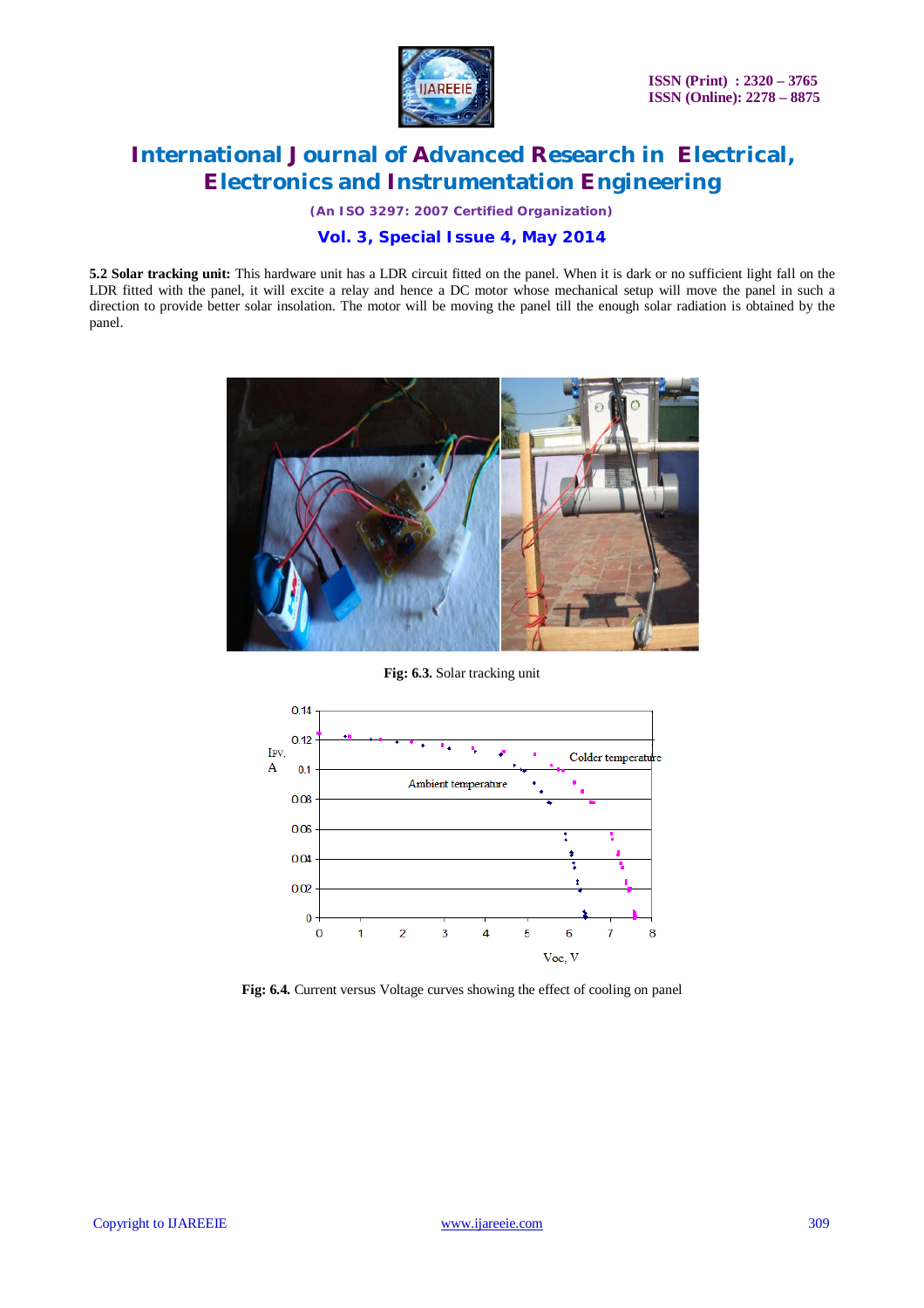**5.2 Solar tracking unit:** This hardware unit has a LDR circuit fitted on the panel. When it is dark or no sufficient light fall on the LDR fitted with the panel, it will excite a relay and hence a DC motor whose mechanical setup will move the panel in such a direction to provide better solar insolation. The motor will be moving the panel till the enough solar radiation is obtained by the panel.

**Fig: 6.3.** Solar tracking unit

**Fig: 6.4.** Current versus Voltage curves showing the effect of cooling on panel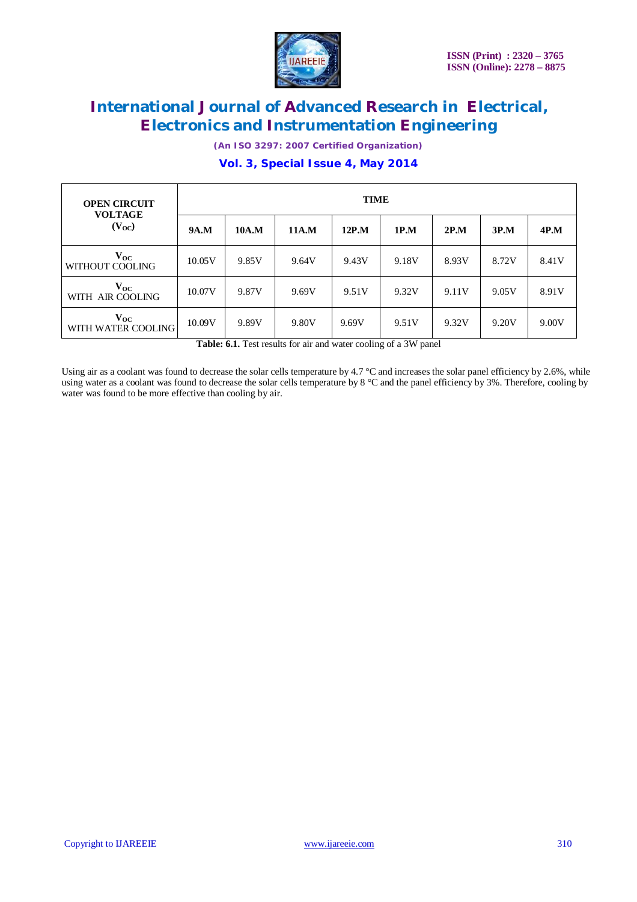| **OPEN CIRCUIT VOLTAGE ($V_{OC}$)** | **TIME** | | | | | | | |
|---|---|---|---|---|---|---|---|---|
| | **9A.M** | **10A.M** | **11A.M** | **12P.M** | **1P.M** | **2P.M** | **3P.M** | **4P.M** |
| $V_{OC}$ WITHOUT COOLING | 10.05V | 9.85V | 9.64V | 9.43V | 9.18V | 8.93V | 8.72V | 8.41V |
| $V_{OC}$ WITH AIR COOLING | 10.07V | 9.87V | 9.69V | 9.51V | 9.32V | 9.11V | 9.05V | 8.91V |
| $V_{OC}$ WITH WATER COOLING | 10.09V | 9.89V | 9.80V | 9.69V | 9.51V | 9.32V | 9.20V | 9.00V |

**Table: 6.1.** Test results for air and water cooling of a 3W panel

Using air as a coolant was found to decrease the solar cells temperature by 4.7 °C and increases the solar panel efficiency by 2.6%, while using water as a coolant was found to decrease the solar cells temperature by 8 °C and the panel efficiency by 3%. Therefore, cooling by water was found to be more effective than cooling by air.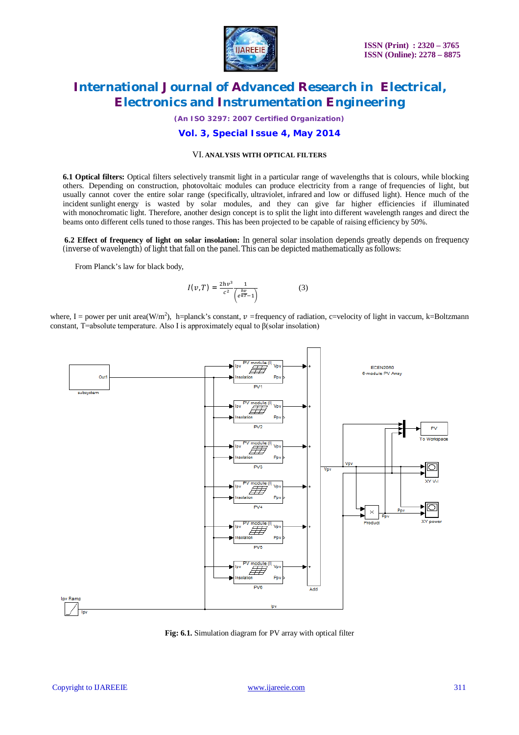## VI. ANALYSIS WITH OPTICAL FILTERS

**6.1 Optical filters:** Optical filters selectively transmit light in a particular range of wavelengths that is colours, while blocking others. Depending on construction, photovoltaic modules can produce electricity from a range of frequencies of light, but usually cannot cover the entire solar range (specifically, ultraviolet, infrared and low or diffused light). Hence much of the incident sunlight energy is wasted by solar modules, and they can give far higher efficiencies if illuminated with monochromatic light. Therefore, another design concept is to split the light into different wavelength ranges and direct the beams onto different cells tuned to those ranges. This has been projected to be capable of raising efficiency by 50%.

**6.2 Effect of frequency of light on solar insolation:** In general solar insolation depends greatly depends on frequency (inverse of wavelength) of light that fall on the panel. This can be depicted mathematically as follows:

From Planck's law for black body,

$$I(\upsilon,T) = \frac{2h\upsilon^3}{c^2}\frac{1}{\left(e^{\frac{h\upsilon}{kT}}-1\right)} \qquad (3)$$

where, I = power per unit area(W/m$^2$), h=planck's constant, $\upsilon$ =frequency of radiation, c=velocity of light in vaccum, k=Boltzmann constant, T=absolute temperature. Also I is approximately equal to β(solar insolation)

**Fig: 6.1.** Simulation diagram for PV array with optical filter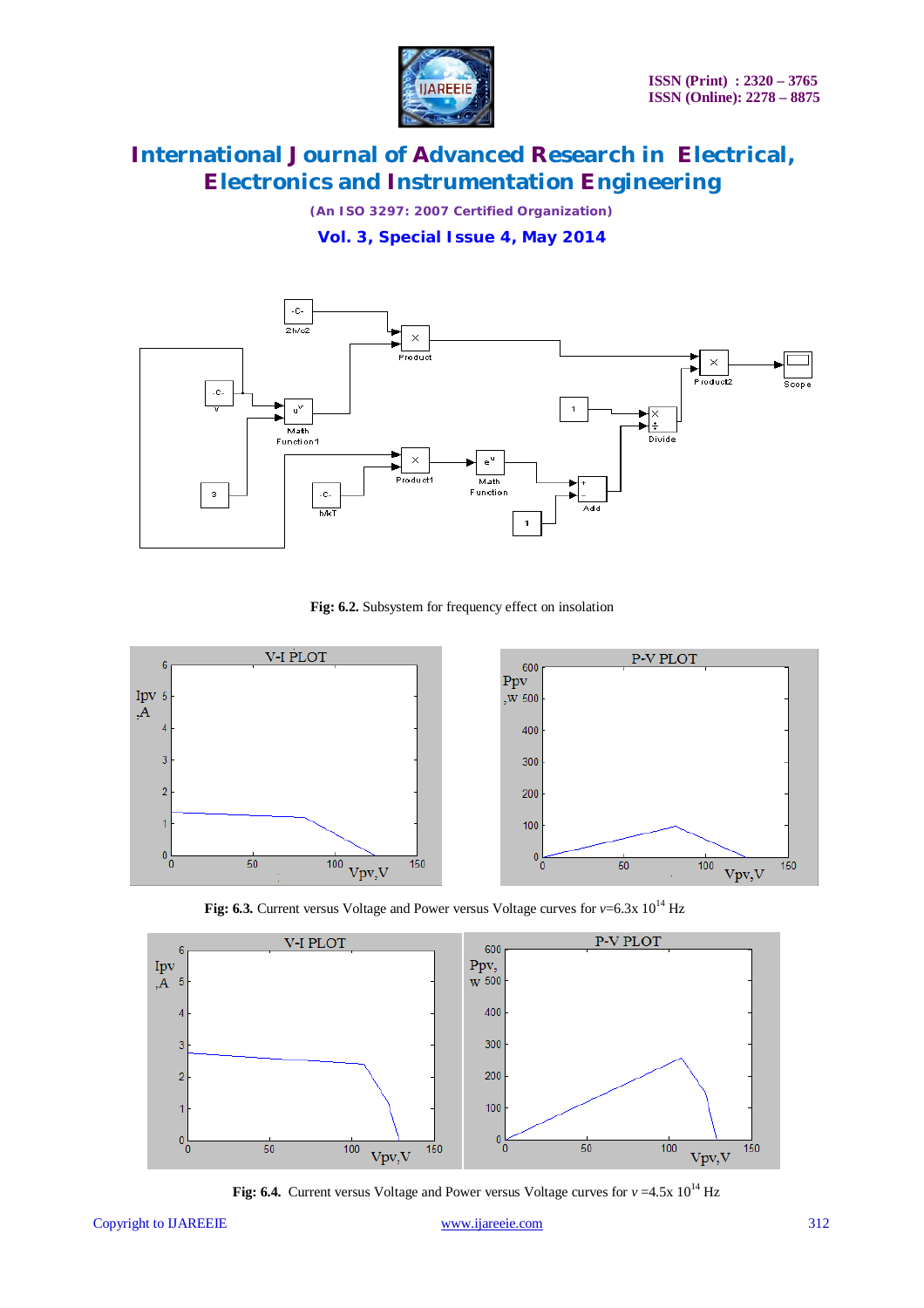**Fig: 6.2.** Subsystem for frequency effect on insolation

**Fig: 6.3.** Current versus Voltage and Power versus Voltage curves for $v$=6.3x $10^{14}$ Hz

**Fig: 6.4.** Current versus Voltage and Power versus Voltage curves for $v$ =4.5x $10^{14}$ Hz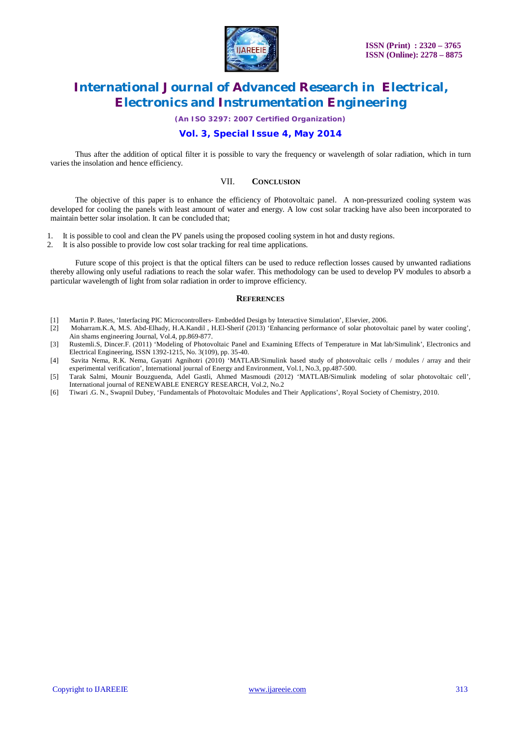Thus after the addition of optical filter it is possible to vary the frequency or wavelength of solar radiation, which in turn varies the insolation and hence efficiency.

## VII. CONCLUSION

The objective of this paper is to enhance the efficiency of Photovoltaic panel. A non-pressurized cooling system was developed for cooling the panels with least amount of water and energy. A low cost solar tracking have also been incorporated to maintain better solar insolation. It can be concluded that;

1. It is possible to cool and clean the PV panels using the proposed cooling system in hot and dusty regions.
2. It is also possible to provide low cost solar tracking for real time applications.

Future scope of this project is that the optical filters can be used to reduce reflection losses caused by unwanted radiations thereby allowing only useful radiations to reach the solar wafer. This methodology can be used to develop PV modules to absorb a particular wavelength of light from solar radiation in order to improve efficiency.

## REFERENCES

[1] Martin P. Bates, 'Interfacing PIC Microcontrollers- Embedded Design by Interactive Simulation', Elsevier, 2006.

[2] Moharram.K.A, M.S. Abd-Elhady, H.A.Kandil , H.El-Sherif (2013) 'Enhancing performance of solar photovoltaic panel by water cooling', Ain shams engineering Journal, Vol.4, pp.869-877.

[3] Rustemli.S, Dincer.F. (2011) 'Modeling of Photovoltaic Panel and Examining Effects of Temperature in Mat lab/Simulink', Electronics and Electrical Engineering, ISSN 1392-1215, No. 3(109), pp. 35-40.

[4] Savita Nema, R.K. Nema, Gayatri Agnihotri (2010) 'MATLAB/Simulink based study of photovoltaic cells / modules / array and their experimental verification', International journal of Energy and Environment, Vol.1, No.3, pp.487-500.

[5] Tarak Salmi, Mounir Bouzguenda, Adel Gastli, Ahmed Masmoudi (2012) 'MATLAB/Simulink modeling of solar photovoltaic cell', International journal of RENEWABLE ENERGY RESEARCH, Vol.2, No.2

[6] Tiwari .G. N., Swapnil Dubey, 'Fundamentals of Photovoltaic Modules and Their Applications', Royal Society of Chemistry, 2010.